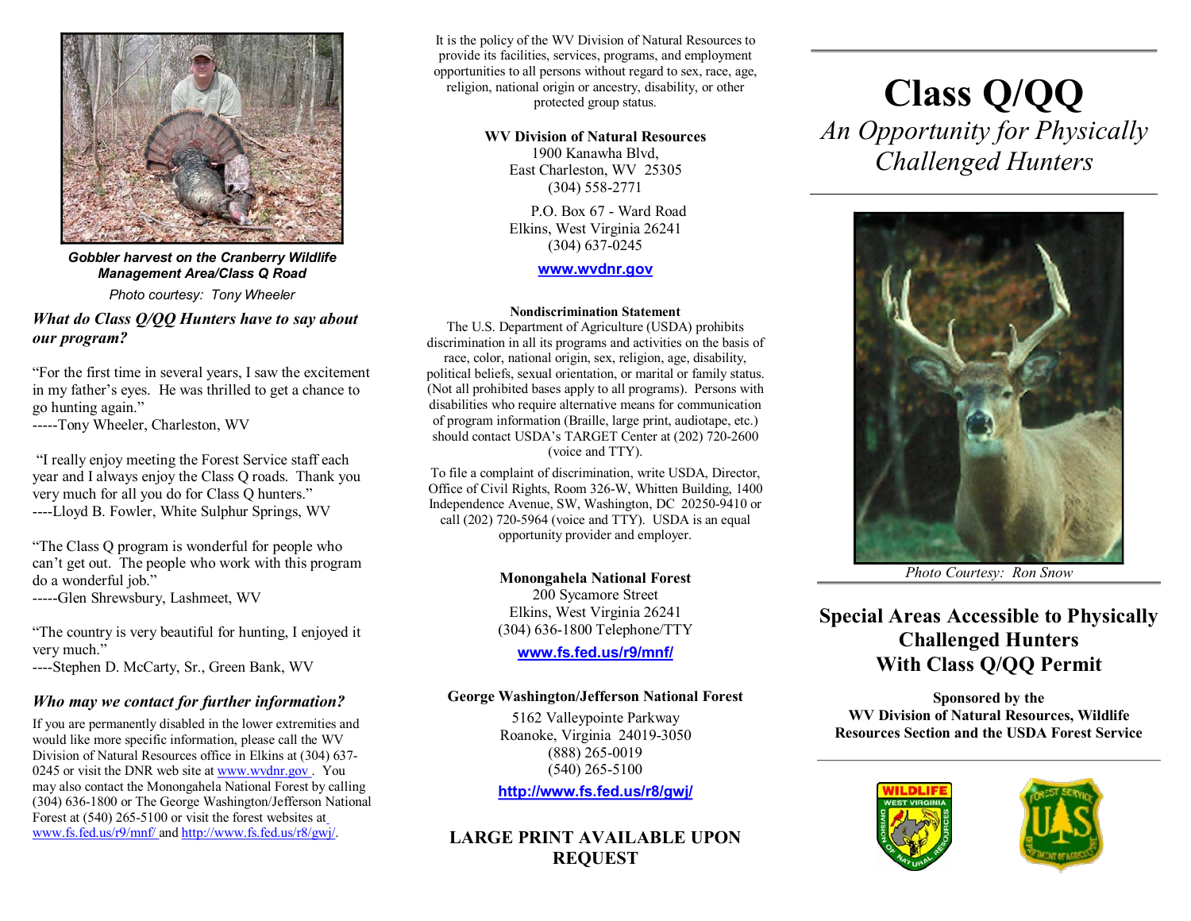*Gobbler harvest on the Cranberry Wildlife Management Area/Class Q Road*

*Photo courtesy: Tony Wheeler*

### *What do Class Q/QQ Hunters have to say about our program?*

"For the first time in several years, I saw the excitement in my father's eyes. He was thrilled to get a chance to go hunting again."
-----Tony Wheeler, Charleston, WV

"I really enjoy meeting the Forest Service staff each year and I always enjoy the Class Q roads. Thank you very much for all you do for Class Q hunters."
----Lloyd B. Fowler, White Sulphur Springs, WV

"The Class Q program is wonderful for people who can't get out. The people who work with this program do a wonderful job."
-----Glen Shrewsbury, Lashmeet, WV

"The country is very beautiful for hunting, I enjoyed it very much."
----Stephen D. McCarty, Sr., Green Bank, WV

### *Who may we contact for further information?*

If you are permanently disabled in the lower extremities and would like more specific information, please call the WV Division of Natural Resources office in Elkins at (304) 637-0245 or visit the DNR web site at www.wvdnr.gov . You may also contact the Monongahela National Forest by calling (304) 636-1800 or The George Washington/Jefferson National Forest at (540) 265-5100 or visit the forest websites at www.fs.fed.us/r9/mnf/ and http://www.fs.fed.us/r8/gwj/.

It is the policy of the WV Division of Natural Resources to provide its facilities, services, programs, and employment opportunities to all persons without regard to sex, race, age, religion, national origin or ancestry, disability, or other protected group status.

**WV Division of Natural Resources**
1900 Kanawha Blvd,
East Charleston, WV 25305
(304) 558-2771

P.O. Box 67 - Ward Road
Elkins, West Virginia 26241
(304) 637-0245

www.wvdnr.gov

**Nondiscrimination Statement**

The U.S. Department of Agriculture (USDA) prohibits discrimination in all its programs and activities on the basis of race, color, national origin, sex, religion, age, disability, political beliefs, sexual orientation, or marital or family status. (Not all prohibited bases apply to all programs). Persons with disabilities who require alternative means for communication of program information (Braille, large print, audiotape, etc.) should contact USDA's TARGET Center at (202) 720-2600 (voice and TTY).

To file a complaint of discrimination, write USDA, Director, Office of Civil Rights, Room 326-W, Whitten Building, 1400 Independence Avenue, SW, Washington, DC 20250-9410 or call (202) 720-5964 (voice and TTY). USDA is an equal opportunity provider and employer.

**Monongahela National Forest**
200 Sycamore Street
Elkins, West Virginia 26241
(304) 636-1800 Telephone/TTY

www.fs.fed.us/r9/mnf/

**George Washington/Jefferson National Forest**
5162 Valleypointe Parkway
Roanoke, Virginia 24019-3050
(888) 265-0019
(540) 265-5100

http://www.fs.fed.us/r8/gwj/

**LARGE PRINT AVAILABLE UPON REQUEST**

# Class Q/QQ

## *An Opportunity for Physically Challenged Hunters*

*Photo Courtesy: Ron Snow*

## Special Areas Accessible to Physically Challenged Hunters With Class Q/QQ Permit

**Sponsored by the WV Division of Natural Resources, Wildlife Resources Section and the USDA Forest Service**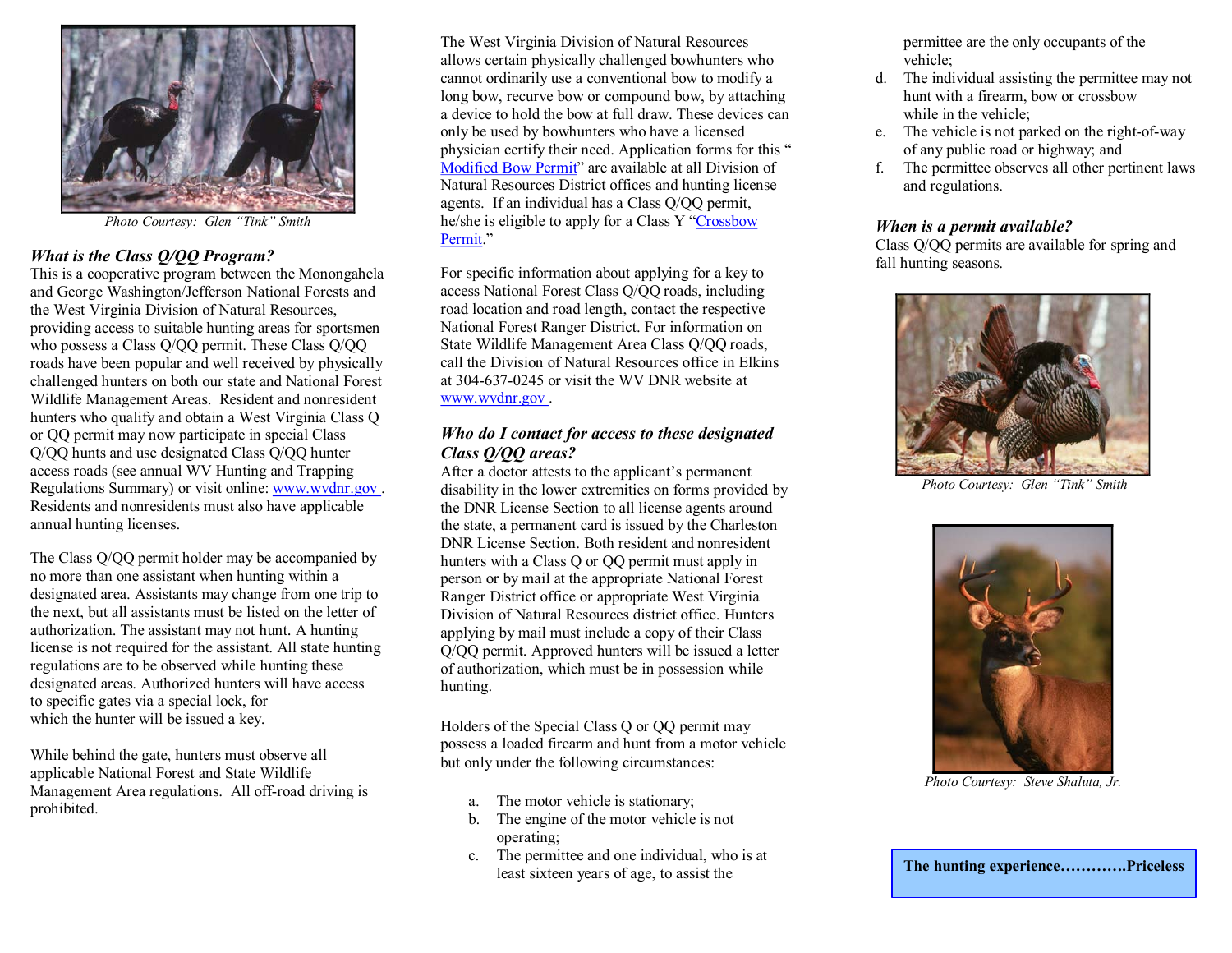Photo Courtesy: Glen "Tink" Smith

### *What is the Class Q/QQ Program?*

This is a cooperative program between the Monongahela and George Washington/Jefferson National Forests and the West Virginia Division of Natural Resources, providing access to suitable hunting areas for sportsmen who possess a Class Q/QQ permit. These Class Q/QQ roads have been popular and well received by physically challenged hunters on both our state and National Forest Wildlife Management Areas. Resident and nonresident hunters who qualify and obtain a West Virginia Class Q or QQ permit may now participate in special Class Q/QQ hunts and use designated Class Q/QQ hunter access roads (see annual WV Hunting and Trapping Regulations Summary) or visit online: www.wvdnr.gov . Residents and nonresidents must also have applicable annual hunting licenses.

The Class Q/QQ permit holder may be accompanied by no more than one assistant when hunting within a designated area. Assistants may change from one trip to the next, but all assistants must be listed on the letter of authorization. The assistant may not hunt. A hunting license is not required for the assistant. All state hunting regulations are to be observed while hunting these designated areas. Authorized hunters will have access to specific gates via a special lock, for which the hunter will be issued a key.

While behind the gate, hunters must observe all applicable National Forest and State Wildlife Management Area regulations. All off-road driving is prohibited.

The West Virginia Division of Natural Resources allows certain physically challenged bowhunters who cannot ordinarily use a conventional bow to modify a long bow, recurve bow or compound bow, by attaching a device to hold the bow at full draw. These devices can only be used by bowhunters who have a licensed physician certify their need. Application forms for this " Modified Bow Permit" are available at all Division of Natural Resources District offices and hunting license agents. If an individual has a Class Q/QQ permit, he/she is eligible to apply for a Class Y "Crossbow Permit."

For specific information about applying for a key to access National Forest Class Q/QQ roads, including road location and road length, contact the respective National Forest Ranger District. For information on State Wildlife Management Area Class Q/QQ roads, call the Division of Natural Resources office in Elkins at 304-637-0245 or visit the WV DNR website at www.wvdnr.gov .

### *Who do I contact for access to these designated Class Q/QQ areas?*

After a doctor attests to the applicant's permanent disability in the lower extremities on forms provided by the DNR License Section to all license agents around the state, a permanent card is issued by the Charleston DNR License Section. Both resident and nonresident hunters with a Class Q or QQ permit must apply in person or by mail at the appropriate National Forest Ranger District office or appropriate West Virginia Division of Natural Resources district office. Hunters applying by mail must include a copy of their Class Q/QQ permit. Approved hunters will be issued a letter of authorization, which must be in possession while hunting.

Holders of the Special Class Q or QQ permit may possess a loaded firearm and hunt from a motor vehicle but only under the following circumstances:

a. The motor vehicle is stationary;
b. The engine of the motor vehicle is not operating;
c. The permittee and one individual, who is at least sixteen years of age, to assist the permittee are the only occupants of the vehicle;
d. The individual assisting the permittee may not hunt with a firearm, bow or crossbow while in the vehicle;
e. The vehicle is not parked on the right-of-way of any public road or highway; and
f. The permittee observes all other pertinent laws and regulations.

### *When is a permit available?*

Class Q/QQ permits are available for spring and fall hunting seasons.

Photo Courtesy: Glen "Tink" Smith

Photo Courtesy: Steve Shaluta, Jr.

**The hunting experience............Priceless**